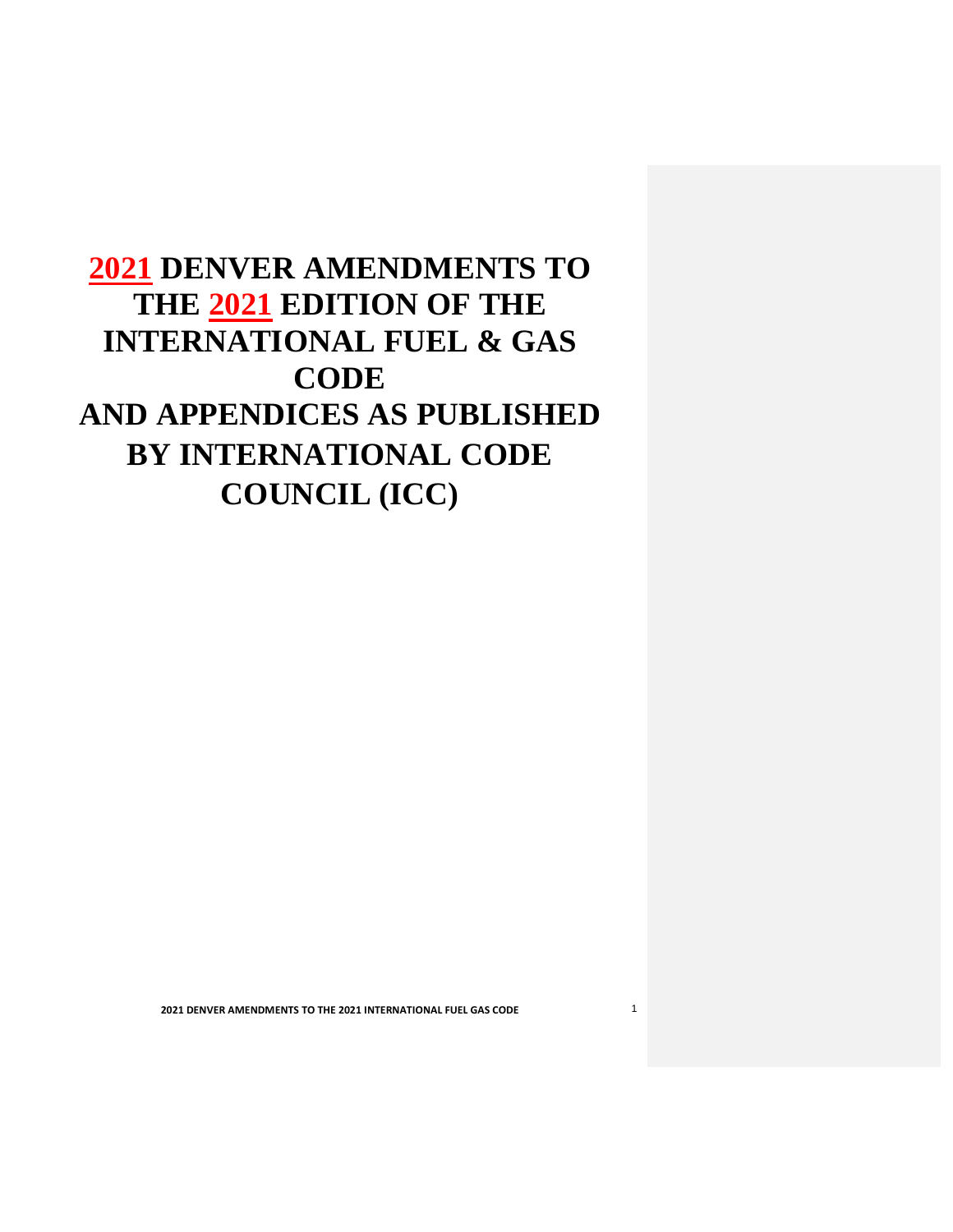# 2021 DENVER AMENDMENTS TO THE 2021 EDITION OF THE INTERNATIONAL FUEL & GAS CODE AND APPENDICES AS PUBLISHED BY INTERNATIONAL CODE COUNCIL (ICC)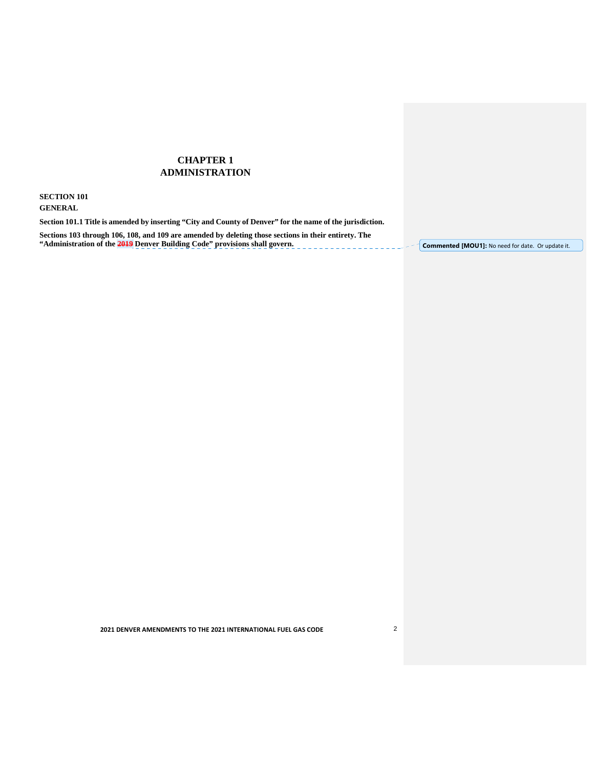# CHAPTER 1
# ADMINISTRATION

**SECTION 101**
**GENERAL**

**Section 101.1 Title is amended by inserting "City and County of Denver" for the name of the jurisdiction.**

**Sections 103 through 106, 108, and 109 are amended by deleting those sections in their entirety. The "Administration of the ~~2019~~ Denver Building Code" provisions shall govern.**

**Commented [MOU1]:** No need for date. Or update it.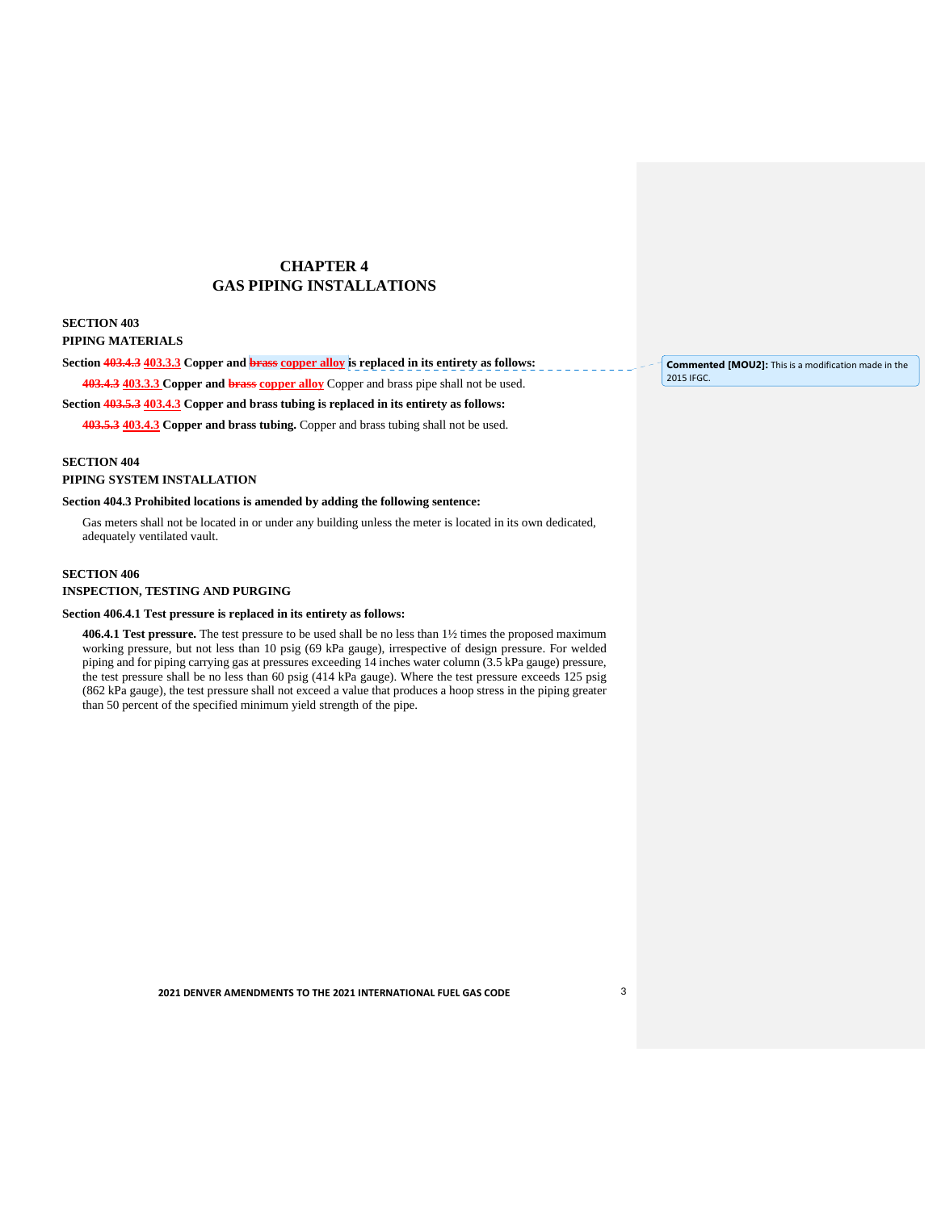# CHAPTER 4
# GAS PIPING INSTALLATIONS

## SECTION 403
## PIPING MATERIALS

**Section ~~403.4.3~~ 403.3.3 Copper and ~~brass~~ copper alloy is replaced in its entirety as follows:**

**~~403.4.3~~ 403.3.3 Copper and ~~brass~~ copper alloy** Copper and brass pipe shall not be used.

**Section ~~403.5.3~~ 403.4.3 Copper and brass tubing is replaced in its entirety as follows:**

**~~403.5.3~~ 403.4.3 Copper and brass tubing.** Copper and brass tubing shall not be used.

Commented [MOU2]: This is a modification made in the 2015 IFGC.

## SECTION 404
## PIPING SYSTEM INSTALLATION

**Section 404.3 Prohibited locations is amended by adding the following sentence:**

Gas meters shall not be located in or under any building unless the meter is located in its own dedicated, adequately ventilated vault.

## SECTION 406
## INSPECTION, TESTING AND PURGING

**Section 406.4.1 Test pressure is replaced in its entirety as follows:**

**406.4.1 Test pressure.** The test pressure to be used shall be no less than 1½ times the proposed maximum working pressure, but not less than 10 psig (69 kPa gauge), irrespective of design pressure. For welded piping and for piping carrying gas at pressures exceeding 14 inches water column (3.5 kPa gauge) pressure, the test pressure shall be no less than 60 psig (414 kPa gauge). Where the test pressure exceeds 125 psig (862 kPa gauge), the test pressure shall not exceed a value that produces a hoop stress in the piping greater than 50 percent of the specified minimum yield strength of the pipe.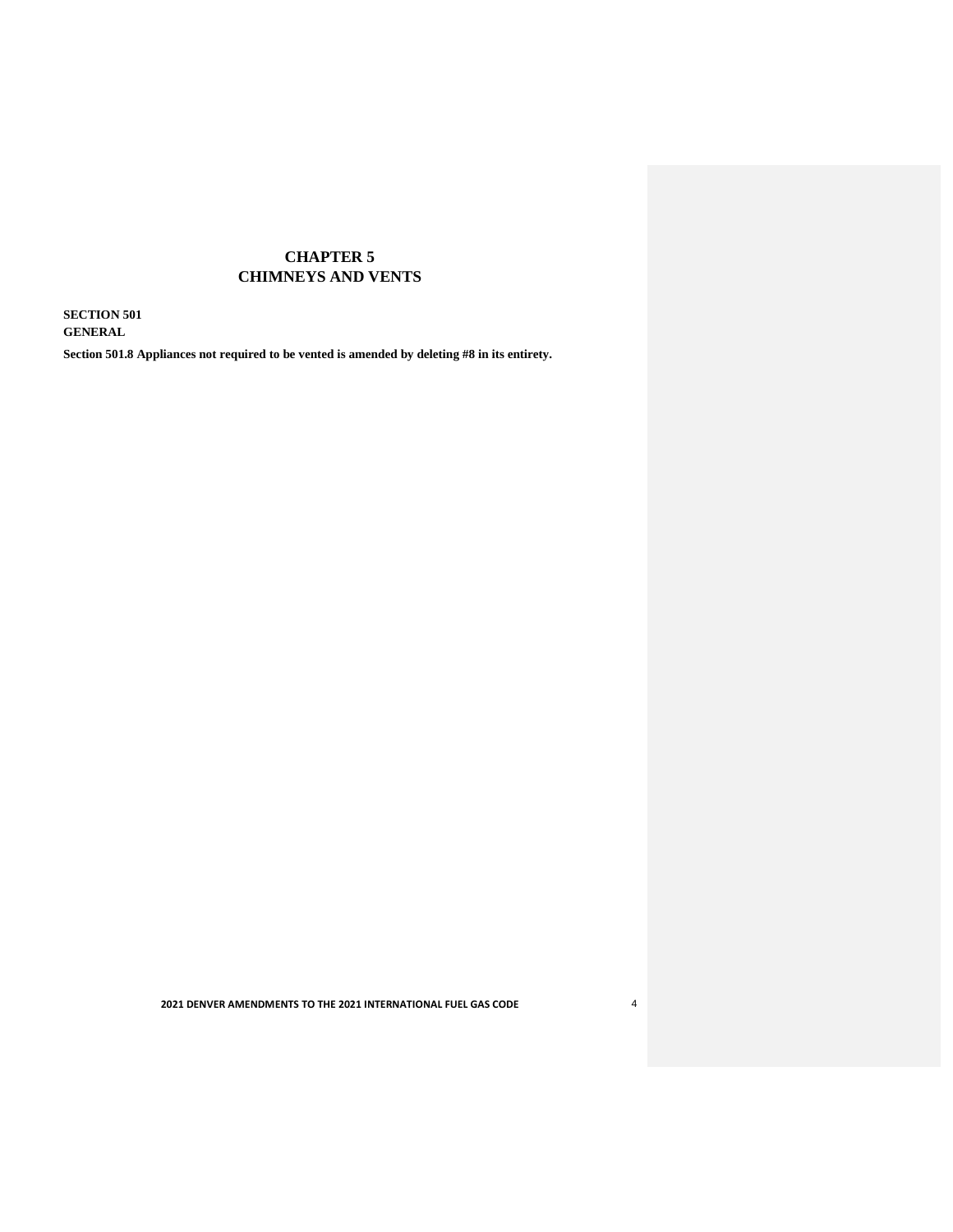# CHAPTER 5
# CHIMNEYS AND VENTS

## SECTION 501
## GENERAL

**Section 501.8 Appliances not required to be vented is amended by deleting #8 in its entirety.**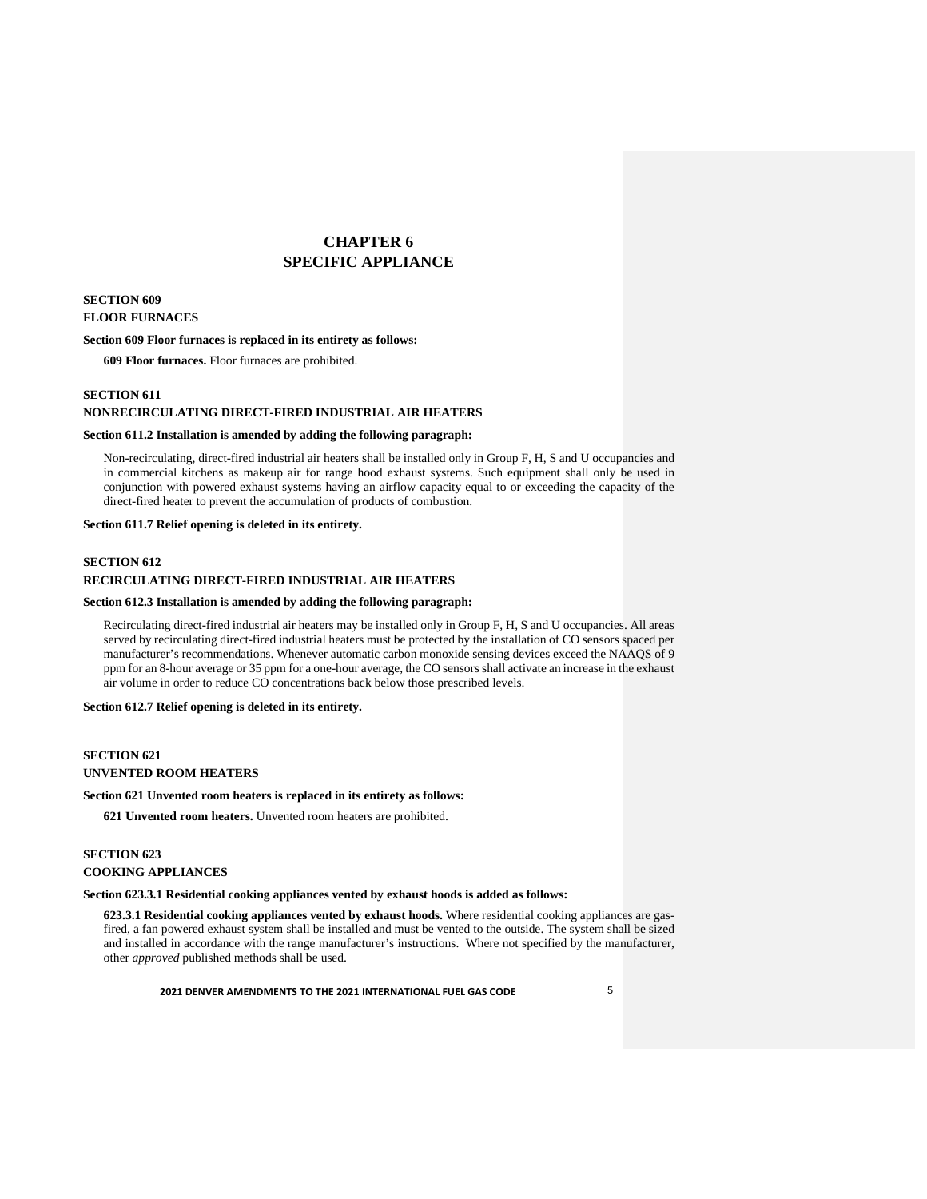# CHAPTER 6
# SPECIFIC APPLIANCE

## SECTION 609
## FLOOR FURNACES

**Section 609 Floor furnaces is replaced in its entirety as follows:**

**609 Floor furnaces.** Floor furnaces are prohibited.

## SECTION 611
## NONRECIRCULATING DIRECT-FIRED INDUSTRIAL AIR HEATERS

**Section 611.2 Installation is amended by adding the following paragraph:**

Non-recirculating, direct-fired industrial air heaters shall be installed only in Group F, H, S and U occupancies and in commercial kitchens as makeup air for range hood exhaust systems. Such equipment shall only be used in conjunction with powered exhaust systems having an airflow capacity equal to or exceeding the capacity of the direct-fired heater to prevent the accumulation of products of combustion.

**Section 611.7 Relief opening is deleted in its entirety.**

## SECTION 612
## RECIRCULATING DIRECT-FIRED INDUSTRIAL AIR HEATERS

**Section 612.3 Installation is amended by adding the following paragraph:**

Recirculating direct-fired industrial air heaters may be installed only in Group F, H, S and U occupancies. All areas served by recirculating direct-fired industrial heaters must be protected by the installation of CO sensors spaced per manufacturer's recommendations. Whenever automatic carbon monoxide sensing devices exceed the NAAQS of 9 ppm for an 8-hour average or 35 ppm for a one-hour average, the CO sensors shall activate an increase in the exhaust air volume in order to reduce CO concentrations back below those prescribed levels.

**Section 612.7 Relief opening is deleted in its entirety.**

## SECTION 621
## UNVENTED ROOM HEATERS

**Section 621 Unvented room heaters is replaced in its entirety as follows:**

**621 Unvented room heaters.** Unvented room heaters are prohibited.

## SECTION 623
## COOKING APPLIANCES

**Section 623.3.1 Residential cooking appliances vented by exhaust hoods is added as follows:**

**623.3.1 Residential cooking appliances vented by exhaust hoods.** Where residential cooking appliances are gas-fired, a fan powered exhaust system shall be installed and must be vented to the outside. The system shall be sized and installed in accordance with the range manufacturer's instructions. Where not specified by the manufacturer, other *approved* published methods shall be used.